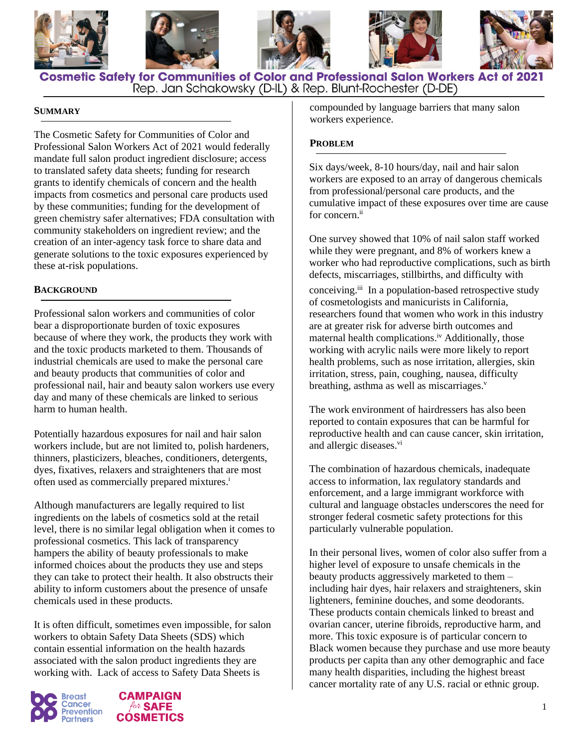# Cosmetic Safety for Communities of Color and Professional Salon Workers Act of 2021

Rep. Jan Schakowsky (D-IL) & Rep. Blunt-Rochester (D-DE)

## SUMMARY

The Cosmetic Safety for Communities of Color and Professional Salon Workers Act of 2021 would federally mandate full salon product ingredient disclosure; access to translated safety data sheets; funding for research grants to identify chemicals of concern and the health impacts from cosmetics and personal care products used by these communities; funding for the development of green chemistry safer alternatives; FDA consultation with community stakeholders on ingredient review; and the creation of an inter-agency task force to share data and generate solutions to the toxic exposures experienced by these at-risk populations.

## BACKGROUND

Professional salon workers and communities of color bear a disproportionate burden of toxic exposures because of where they work, the products they work with and the toxic products marketed to them. Thousands of industrial chemicals are used to make the personal care and beauty products that communities of color and professional nail, hair and beauty salon workers use every day and many of these chemicals are linked to serious harm to human health.

Potentially hazardous exposures for nail and hair salon workers include, but are not limited to, polish hardeners, thinners, plasticizers, bleaches, conditioners, detergents, dyes, fixatives, relaxers and straighteners that are most often used as commercially prepared mixtures.[i]

Although manufacturers are legally required to list ingredients on the labels of cosmetics sold at the retail level, there is no similar legal obligation when it comes to professional cosmetics. This lack of transparency hampers the ability of beauty professionals to make informed choices about the products they use and steps they can take to protect their health. It also obstructs their ability to inform customers about the presence of unsafe chemicals used in these products.

It is often difficult, sometimes even impossible, for salon workers to obtain Safety Data Sheets (SDS) which contain essential information on the health hazards associated with the salon product ingredients they are working with. Lack of access to Safety Data Sheets is compounded by language barriers that many salon workers experience.

## PROBLEM

Six days/week, 8-10 hours/day, nail and hair salon workers are exposed to an array of dangerous chemicals from professional/personal care products, and the cumulative impact of these exposures over time are cause for concern.[ii]

One survey showed that 10% of nail salon staff worked while they were pregnant, and 8% of workers knew a worker who had reproductive complications, such as birth defects, miscarriages, stillbirths, and difficulty with conceiving.[iii] In a population-based retrospective study of cosmetologists and manicurists in California, researchers found that women who work in this industry are at greater risk for adverse birth outcomes and maternal health complications.[iv] Additionally, those working with acrylic nails were more likely to report health problems, such as nose irritation, allergies, skin irritation, stress, pain, coughing, nausea, difficulty breathing, asthma as well as miscarriages.[v]

The work environment of hairdressers has also been reported to contain exposures that can be harmful for reproductive health and can cause cancer, skin irritation, and allergic diseases.[vi]

The combination of hazardous chemicals, inadequate access to information, lax regulatory standards and enforcement, and a large immigrant workforce with cultural and language obstacles underscores the need for stronger federal cosmetic safety protections for this particularly vulnerable population.

In their personal lives, women of color also suffer from a higher level of exposure to unsafe chemicals in the beauty products aggressively marketed to them – including hair dyes, hair relaxers and straighteners, skin lighteners, feminine douches, and some deodorants. These products contain chemicals linked to breast and ovarian cancer, uterine fibroids, reproductive harm, and more. This toxic exposure is of particular concern to Black women because they purchase and use more beauty products per capita than any other demographic and face many health disparities, including the highest breast cancer mortality rate of any U.S. racial or ethnic group.

Breast Cancer Prevention Partners

CAMPAIGN for SAFE COSMETICS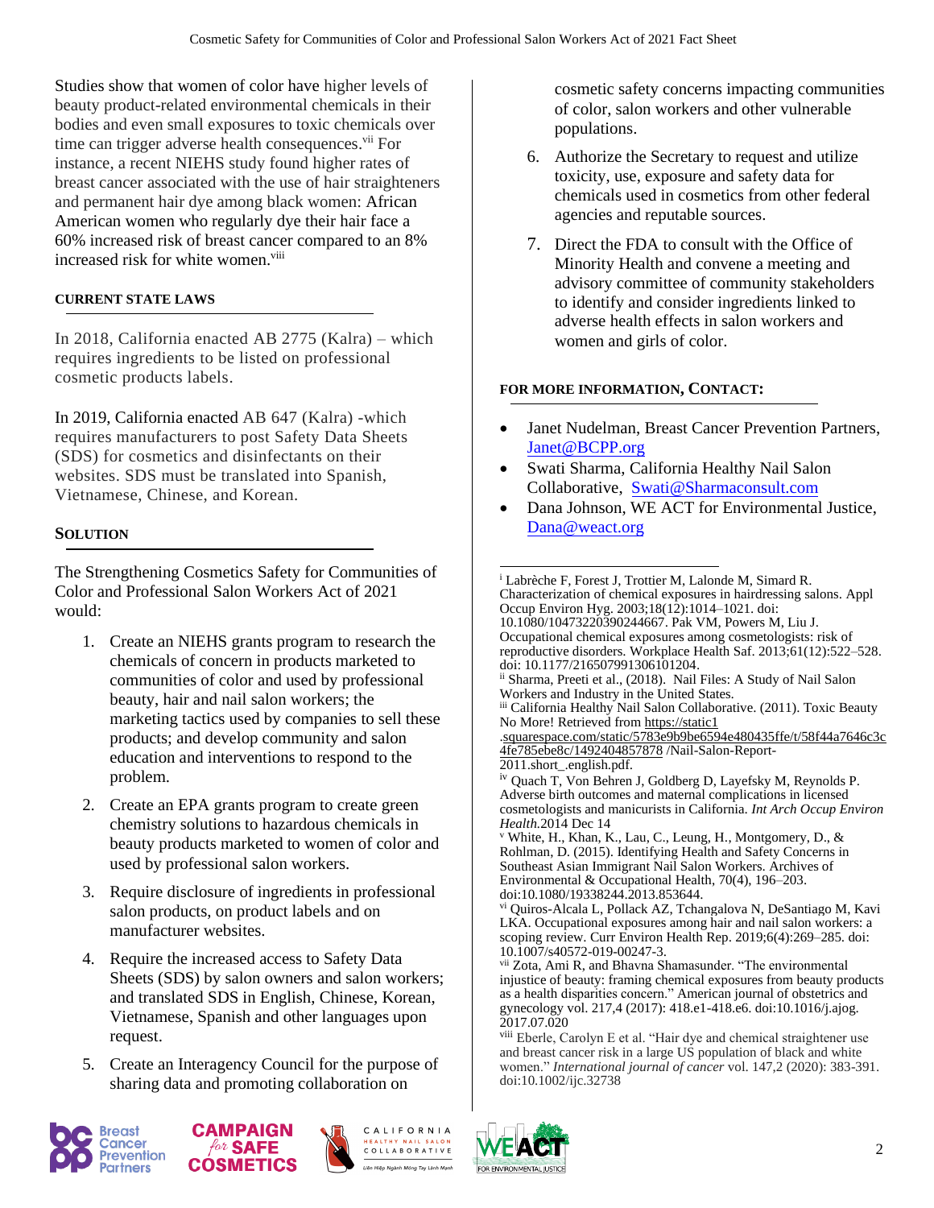Studies show that women of color have higher levels of beauty product-related environmental chemicals in their bodies and even small exposures to toxic chemicals over time can trigger adverse health consequences.[vii] For instance, a recent NIEHS study found higher rates of breast cancer associated with the use of hair straighteners and permanent hair dye among black women: African American women who regularly dye their hair face a 60% increased risk of breast cancer compared to an 8% increased risk for white women.[viii]

### CURRENT STATE LAWS

In 2018, California enacted AB 2775 (Kalra) – which requires ingredients to be listed on professional cosmetic products labels.

In 2019, California enacted AB 647 (Kalra) -which requires manufacturers to post Safety Data Sheets (SDS) for cosmetics and disinfectants on their websites. SDS must be translated into Spanish, Vietnamese, Chinese, and Korean.

### SOLUTION

The Strengthening Cosmetics Safety for Communities of Color and Professional Salon Workers Act of 2021 would:

1. Create an NIEHS grants program to research the chemicals of concern in products marketed to communities of color and used by professional beauty, hair and nail salon workers; the marketing tactics used by companies to sell these products; and develop community and salon education and interventions to respond to the problem.
2. Create an EPA grants program to create green chemistry solutions to hazardous chemicals in beauty products marketed to women of color and used by professional salon workers.
3. Require disclosure of ingredients in professional salon products, on product labels and on manufacturer websites.
4. Require the increased access to Safety Data Sheets (SDS) by salon owners and salon workers; and translated SDS in English, Chinese, Korean, Vietnamese, Spanish and other languages upon request.
5. Create an Interagency Council for the purpose of sharing data and promoting collaboration on cosmetic safety concerns impacting communities of color, salon workers and other vulnerable populations.
6. Authorize the Secretary to request and utilize toxicity, use, exposure and safety data for chemicals used in cosmetics from other federal agencies and reputable sources.
7. Direct the FDA to consult with the Office of Minority Health and convene a meeting and advisory committee of community stakeholders to identify and consider ingredients linked to adverse health effects in salon workers and women and girls of color.

### FOR MORE INFORMATION, CONTACT:

- Janet Nudelman, Breast Cancer Prevention Partners, Janet@BCPP.org
- Swati Sharma, California Healthy Nail Salon Collaborative, Swati@Sharmaconsult.com
- Dana Johnson, WE ACT for Environmental Justice, Dana@weact.org

---

[i] Labrèche F, Forest J, Trottier M, Lalonde M, Simard R. Characterization of chemical exposures in hairdressing salons. Appl Occup Environ Hyg. 2003;18(12):1014–1021. doi: 10.1080/10473220390244667. Pak VM, Powers M, Liu J. Occupational chemical exposures among cosmetologists: risk of reproductive disorders. Workplace Health Saf. 2013;61(12):522–528. doi: 10.1177/216507991306101204.

[ii] Sharma, Preeti et al., (2018). Nail Files: A Study of Nail Salon Workers and Industry in the United States.

[iii] California Healthy Nail Salon Collaborative. (2011). Toxic Beauty No More! Retrieved from https://static1.squarespace.com/static/5783e9b9be6594e480435ffe/t/58f44a7646c3c4fe785ebe8c/1492404857878 /Nail-Salon-Report-2011.short_.english.pdf.

[iv] Quach T, Von Behren J, Goldberg D, Layefsky M, Reynolds P. Adverse birth outcomes and maternal complications in licensed cosmetologists and manicurists in California. *Int Arch Occup Environ Health.* 2014 Dec 14

[v] White, H., Khan, K., Lau, C., Leung, H., Montgomery, D., & Rohlman, D. (2015). Identifying Health and Safety Concerns in Southeast Asian Immigrant Nail Salon Workers. Archives of Environmental & Occupational Health, 70(4), 196–203. doi:10.1080/19338244.2013.853644.

[vi] Quiros-Alcala L, Pollack AZ, Tchangalova N, DeSantiago M, Kavi LKA. Occupational exposures among hair and nail salon workers: a scoping review. Curr Environ Health Rep. 2019;6(4):269–285. doi: 10.1007/s40572-019-00247-3.

[vii] Zota, Ami R, and Bhavna Shamasunder. "The environmental injustice of beauty: framing chemical exposures from beauty products as a health disparities concern." American journal of obstetrics and gynecology vol. 217,4 (2017): 418.e1-418.e6. doi:10.1016/j.ajog. 2017.07.020

[viii] Eberle, Carolyn E et al. "Hair dye and chemical straightener use and breast cancer risk in a large US population of black and white women." *International journal of cancer* vol. 147,2 (2020): 383-391. doi:10.1002/ijc.32738